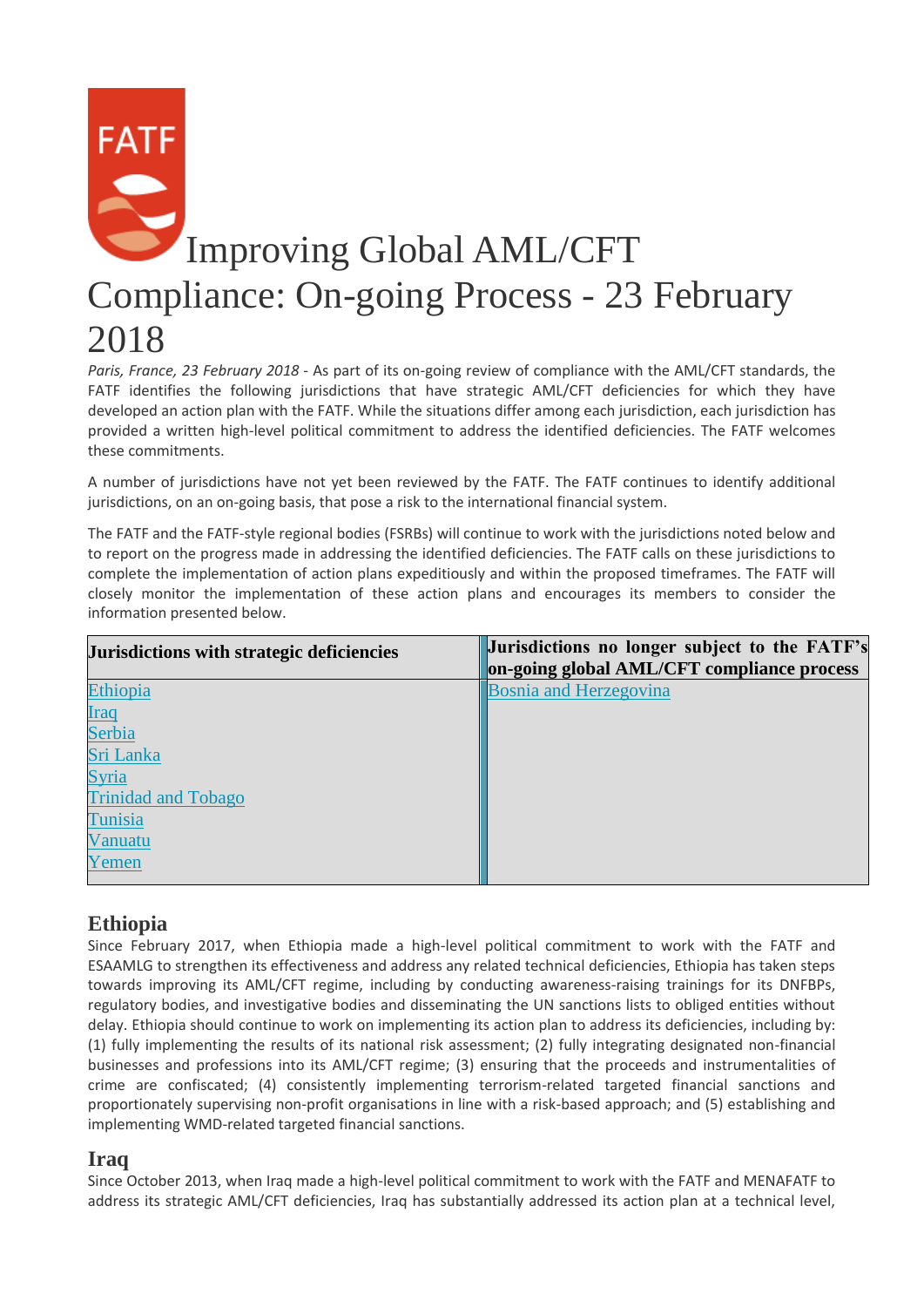# Improving Global AML/CFT Compliance: On-going Process - 23 February 2018

*Paris, France, 23 February 2018* - As part of its on-going review of compliance with the AML/CFT standards, the FATF identifies the following jurisdictions that have strategic AML/CFT deficiencies for which they have developed an action plan with the FATF. While the situations differ among each jurisdiction, each jurisdiction has provided a written high-level political commitment to address the identified deficiencies. The FATF welcomes these commitments.

A number of jurisdictions have not yet been reviewed by the FATF. The FATF continues to identify additional jurisdictions, on an on-going basis, that pose a risk to the international financial system.

The FATF and the FATF-style regional bodies (FSRBs) will continue to work with the jurisdictions noted below and to report on the progress made in addressing the identified deficiencies. The FATF calls on these jurisdictions to complete the implementation of action plans expeditiously and within the proposed timeframes. The FATF will closely monitor the implementation of these action plans and encourages its members to consider the information presented below.

| Jurisdictions with strategic deficiencies | Jurisdictions no longer subject to the FATF's on-going global AML/CFT compliance process |
|---|---|
| Ethiopia<br>Iraq<br>Serbia<br>Sri Lanka<br>Syria<br>Trinidad and Tobago<br>Tunisia<br>Vanuatu<br>Yemen | Bosnia and Herzegovina |

## Ethiopia

Since February 2017, when Ethiopia made a high-level political commitment to work with the FATF and ESAAMLG to strengthen its effectiveness and address any related technical deficiencies, Ethiopia has taken steps towards improving its AML/CFT regime, including by conducting awareness-raising trainings for its DNFBPs, regulatory bodies, and investigative bodies and disseminating the UN sanctions lists to obliged entities without delay. Ethiopia should continue to work on implementing its action plan to address its deficiencies, including by: (1) fully implementing the results of its national risk assessment; (2) fully integrating designated non-financial businesses and professions into its AML/CFT regime; (3) ensuring that the proceeds and instrumentalities of crime are confiscated; (4) consistently implementing terrorism-related targeted financial sanctions and proportionately supervising non-profit organisations in line with a risk-based approach; and (5) establishing and implementing WMD-related targeted financial sanctions.

## Iraq

Since October 2013, when Iraq made a high-level political commitment to work with the FATF and MENAFATF to address its strategic AML/CFT deficiencies, Iraq has substantially addressed its action plan at a technical level,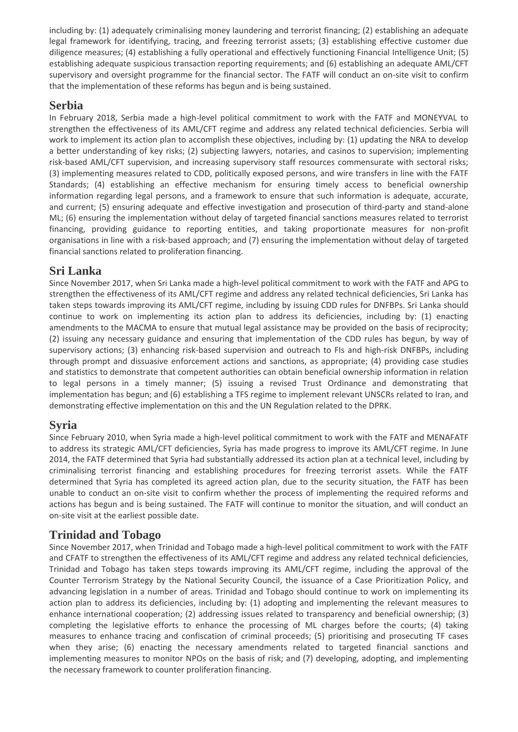including by: (1) adequately criminalising money laundering and terrorist financing; (2) establishing an adequate legal framework for identifying, tracing, and freezing terrorist assets; (3) establishing effective customer due diligence measures; (4) establishing a fully operational and effectively functioning Financial Intelligence Unit; (5) establishing adequate suspicious transaction reporting requirements; and (6) establishing an adequate AML/CFT supervisory and oversight programme for the financial sector. The FATF will conduct an on-site visit to confirm that the implementation of these reforms has begun and is being sustained.

## Serbia

In February 2018, Serbia made a high-level political commitment to work with the FATF and MONEYVAL to strengthen the effectiveness of its AML/CFT regime and address any related technical deficiencies. Serbia will work to implement its action plan to accomplish these objectives, including by: (1) updating the NRA to develop a better understanding of key risks; (2) subjecting lawyers, notaries, and casinos to supervision; implementing risk-based AML/CFT supervision, and increasing supervisory staff resources commensurate with sectoral risks; (3) implementing measures related to CDD, politically exposed persons, and wire transfers in line with the FATF Standards; (4) establishing an effective mechanism for ensuring timely access to beneficial ownership information regarding legal persons, and a framework to ensure that such information is adequate, accurate, and current; (5) ensuring adequate and effective investigation and prosecution of third-party and stand-alone ML; (6) ensuring the implementation without delay of targeted financial sanctions measures related to terrorist financing, providing guidance to reporting entities, and taking proportionate measures for non-profit organisations in line with a risk-based approach; and (7) ensuring the implementation without delay of targeted financial sanctions related to proliferation financing.

## Sri Lanka

Since November 2017, when Sri Lanka made a high-level political commitment to work with the FATF and APG to strengthen the effectiveness of its AML/CFT regime and address any related technical deficiencies, Sri Lanka has taken steps towards improving its AML/CFT regime, including by issuing CDD rules for DNFBPs. Sri Lanka should continue to work on implementing its action plan to address its deficiencies, including by: (1) enacting amendments to the MACMA to ensure that mutual legal assistance may be provided on the basis of reciprocity; (2) issuing any necessary guidance and ensuring that implementation of the CDD rules has begun, by way of supervisory actions; (3) enhancing risk-based supervision and outreach to FIs and high-risk DNFBPs, including through prompt and dissuasive enforcement actions and sanctions, as appropriate; (4) providing case studies and statistics to demonstrate that competent authorities can obtain beneficial ownership information in relation to legal persons in a timely manner; (5) issuing a revised Trust Ordinance and demonstrating that implementation has begun; and (6) establishing a TFS regime to implement relevant UNSCRs related to Iran, and demonstrating effective implementation on this and the UN Regulation related to the DPRK.

## Syria

Since February 2010, when Syria made a high-level political commitment to work with the FATF and MENAFATF to address its strategic AML/CFT deficiencies, Syria has made progress to improve its AML/CFT regime. In June 2014, the FATF determined that Syria had substantially addressed its action plan at a technical level, including by criminalising terrorist financing and establishing procedures for freezing terrorist assets. While the FATF determined that Syria has completed its agreed action plan, due to the security situation, the FATF has been unable to conduct an on-site visit to confirm whether the process of implementing the required reforms and actions has begun and is being sustained. The FATF will continue to monitor the situation, and will conduct an on-site visit at the earliest possible date.

## Trinidad and Tobago

Since November 2017, when Trinidad and Tobago made a high-level political commitment to work with the FATF and CFATF to strengthen the effectiveness of its AML/CFT regime and address any related technical deficiencies, Trinidad and Tobago has taken steps towards improving its AML/CFT regime, including the approval of the Counter Terrorism Strategy by the National Security Council, the issuance of a Case Prioritization Policy, and advancing legislation in a number of areas. Trinidad and Tobago should continue to work on implementing its action plan to address its deficiencies, including by: (1) adopting and implementing the relevant measures to enhance international cooperation; (2) addressing issues related to transparency and beneficial ownership; (3) completing the legislative efforts to enhance the processing of ML charges before the courts; (4) taking measures to enhance tracing and confiscation of criminal proceeds; (5) prioritising and prosecuting TF cases when they arise; (6) enacting the necessary amendments related to targeted financial sanctions and implementing measures to monitor NPOs on the basis of risk; and (7) developing, adopting, and implementing the necessary framework to counter proliferation financing.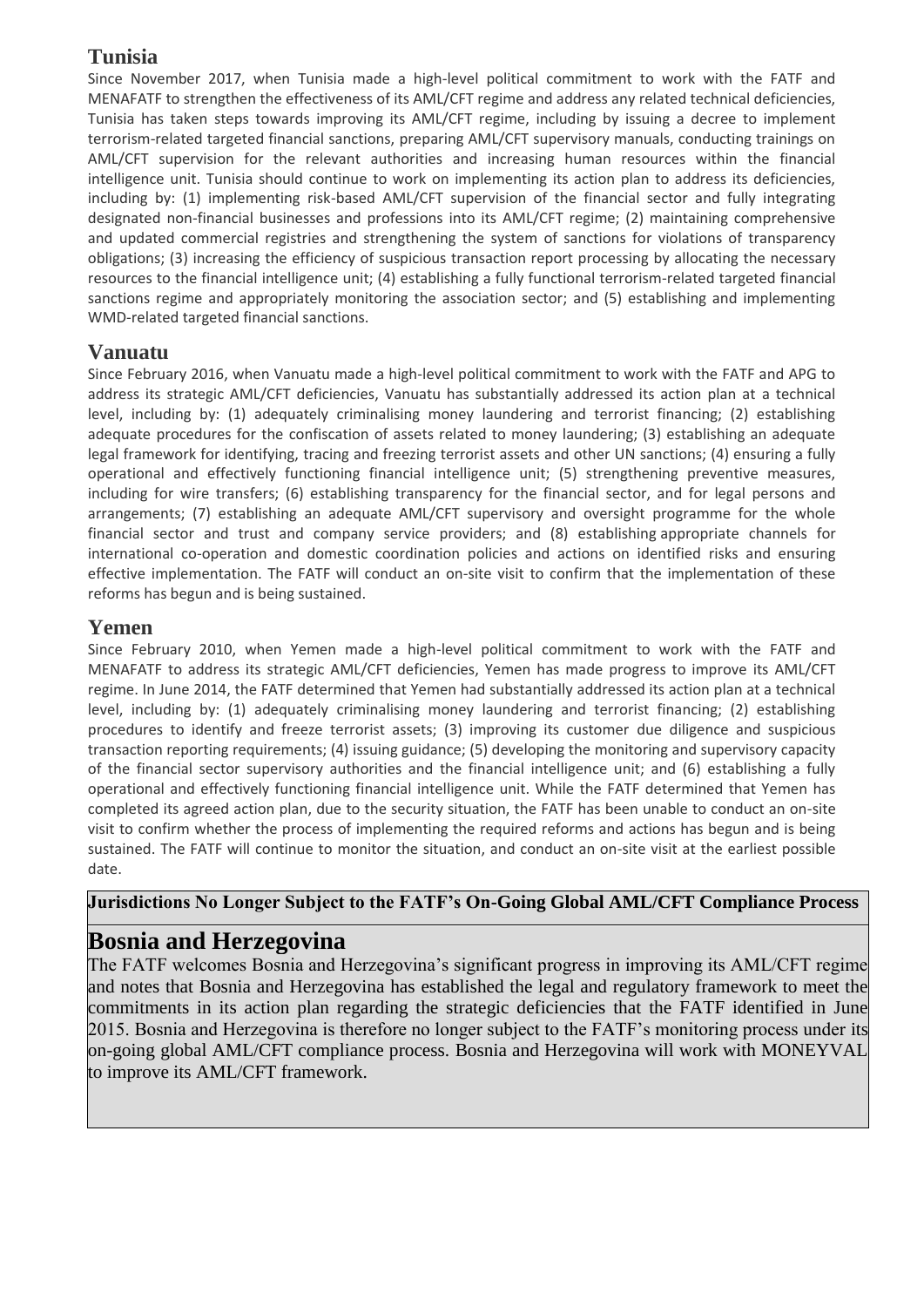## Tunisia

Since November 2017, when Tunisia made a high-level political commitment to work with the FATF and MENAFATF to strengthen the effectiveness of its AML/CFT regime and address any related technical deficiencies, Tunisia has taken steps towards improving its AML/CFT regime, including by issuing a decree to implement terrorism-related targeted financial sanctions, preparing AML/CFT supervisory manuals, conducting trainings on AML/CFT supervision for the relevant authorities and increasing human resources within the financial intelligence unit. Tunisia should continue to work on implementing its action plan to address its deficiencies, including by: (1) implementing risk-based AML/CFT supervision of the financial sector and fully integrating designated non-financial businesses and professions into its AML/CFT regime; (2) maintaining comprehensive and updated commercial registries and strengthening the system of sanctions for violations of transparency obligations; (3) increasing the efficiency of suspicious transaction report processing by allocating the necessary resources to the financial intelligence unit; (4) establishing a fully functional terrorism-related targeted financial sanctions regime and appropriately monitoring the association sector; and (5) establishing and implementing WMD-related targeted financial sanctions.

## Vanuatu

Since February 2016, when Vanuatu made a high-level political commitment to work with the FATF and APG to address its strategic AML/CFT deficiencies, Vanuatu has substantially addressed its action plan at a technical level, including by: (1) adequately criminalising money laundering and terrorist financing; (2) establishing adequate procedures for the confiscation of assets related to money laundering; (3) establishing an adequate legal framework for identifying, tracing and freezing terrorist assets and other UN sanctions; (4) ensuring a fully operational and effectively functioning financial intelligence unit; (5) strengthening preventive measures, including for wire transfers; (6) establishing transparency for the financial sector, and for legal persons and arrangements; (7) establishing an adequate AML/CFT supervisory and oversight programme for the whole financial sector and trust and company service providers; and (8) establishing appropriate channels for international co-operation and domestic coordination policies and actions on identified risks and ensuring effective implementation. The FATF will conduct an on-site visit to confirm that the implementation of these reforms has begun and is being sustained.

## Yemen

Since February 2010, when Yemen made a high-level political commitment to work with the FATF and MENAFATF to address its strategic AML/CFT deficiencies, Yemen has made progress to improve its AML/CFT regime. In June 2014, the FATF determined that Yemen had substantially addressed its action plan at a technical level, including by: (1) adequately criminalising money laundering and terrorist financing; (2) establishing procedures to identify and freeze terrorist assets; (3) improving its customer due diligence and suspicious transaction reporting requirements; (4) issuing guidance; (5) developing the monitoring and supervisory capacity of the financial sector supervisory authorities and the financial intelligence unit; and (6) establishing a fully operational and effectively functioning financial intelligence unit. While the FATF determined that Yemen has completed its agreed action plan, due to the security situation, the FATF has been unable to conduct an on-site visit to confirm whether the process of implementing the required reforms and actions has begun and is being sustained. The FATF will continue to monitor the situation, and conduct an on-site visit at the earliest possible date.

**Jurisdictions No Longer Subject to the FATF's On-Going Global AML/CFT Compliance Process**

## Bosnia and Herzegovina

The FATF welcomes Bosnia and Herzegovina's significant progress in improving its AML/CFT regime and notes that Bosnia and Herzegovina has established the legal and regulatory framework to meet the commitments in its action plan regarding the strategic deficiencies that the FATF identified in June 2015. Bosnia and Herzegovina is therefore no longer subject to the FATF's monitoring process under its on-going global AML/CFT compliance process. Bosnia and Herzegovina will work with MONEYVAL to improve its AML/CFT framework.